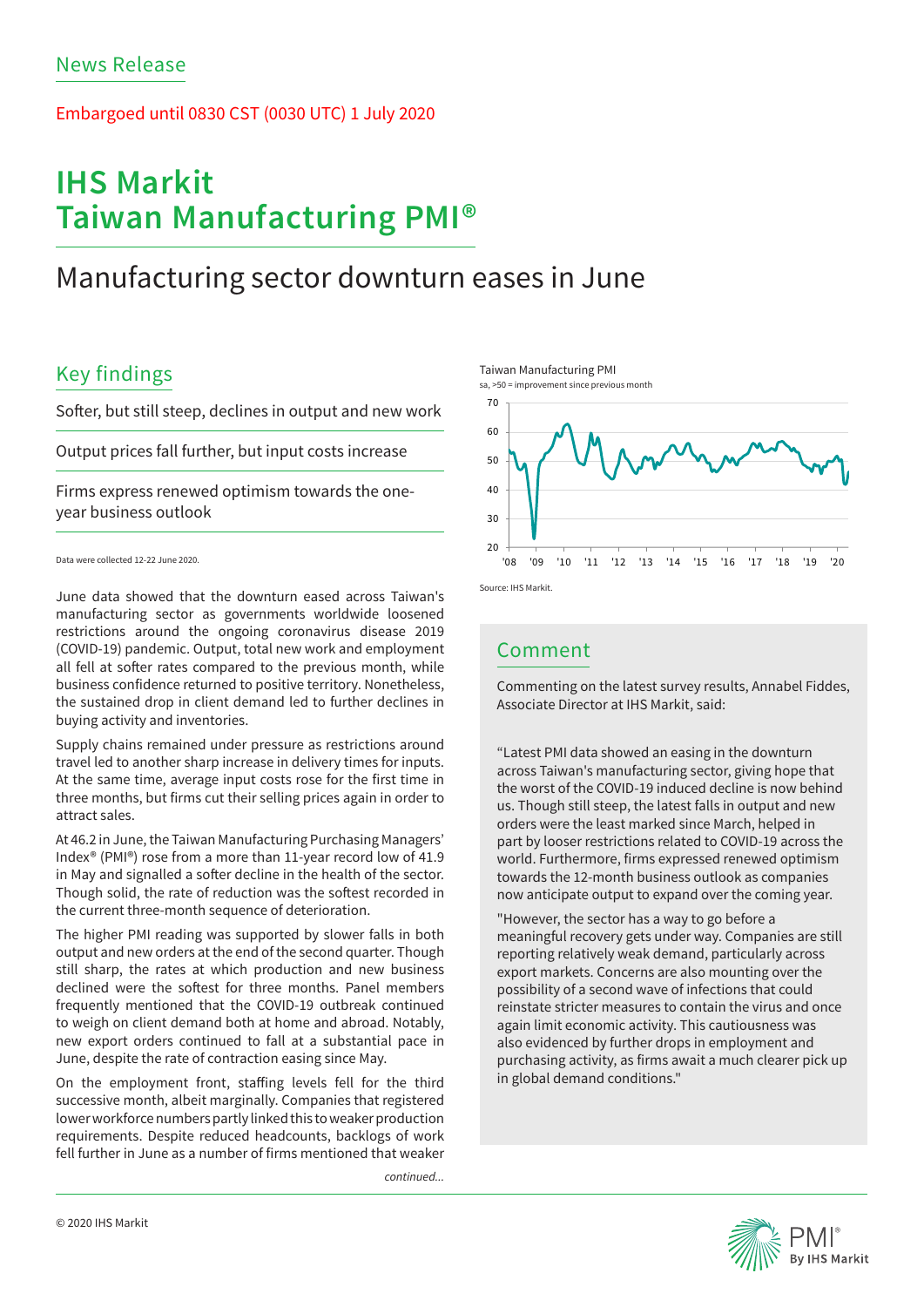News Release

Embargoed until 0830 CST (0030 UTC) 1 July 2020

# IHS Markit Taiwan Manufacturing PMI®

## Manufacturing sector downturn eases in June

### Key findings

Softer, but still steep, declines in output and new work

Output prices fall further, but input costs increase

Firms express renewed optimism towards the one-year business outlook

Data were collected 12-22 June 2020.

June data showed that the downturn eased across Taiwan's manufacturing sector as governments worldwide loosened restrictions around the ongoing coronavirus disease 2019 (COVID-19) pandemic. Output, total new work and employment all fell at softer rates compared to the previous month, while business confidence returned to positive territory. Nonetheless, the sustained drop in client demand led to further declines in buying activity and inventories.

Supply chains remained under pressure as restrictions around travel led to another sharp increase in delivery times for inputs. At the same time, average input costs rose for the first time in three months, but firms cut their selling prices again in order to attract sales.

At 46.2 in June, the Taiwan Manufacturing Purchasing Managers' Index® (PMI®) rose from a more than 11-year record low of 41.9 in May and signalled a softer decline in the health of the sector. Though solid, the rate of reduction was the softest recorded in the current three-month sequence of deterioration.

The higher PMI reading was supported by slower falls in both output and new orders at the end of the second quarter. Though still sharp, the rates at which production and new business declined were the softest for three months. Panel members frequently mentioned that the COVID-19 outbreak continued to weigh on client demand both at home and abroad. Notably, new export orders continued to fall at a substantial pace in June, despite the rate of contraction easing since May.

On the employment front, staffing levels fell for the third successive month, albeit marginally. Companies that registered lower workforce numbers partly linked this to weaker production requirements. Despite reduced headcounts, backlogs of work fell further in June as a number of firms mentioned that weaker

*continued...*

Taiwan Manufacturing PMI

sa, >50 = improvement since previous month

Source: IHS Markit.

### Comment

Commenting on the latest survey results, Annabel Fiddes, Associate Director at IHS Markit, said:

"Latest PMI data showed an easing in the downturn across Taiwan's manufacturing sector, giving hope that the worst of the COVID-19 induced decline is now behind us. Though still steep, the latest falls in output and new orders were the least marked since March, helped in part by looser restrictions related to COVID-19 across the world. Furthermore, firms expressed renewed optimism towards the 12-month business outlook as companies now anticipate output to expand over the coming year.

"However, the sector has a way to go before a meaningful recovery gets under way. Companies are still reporting relatively weak demand, particularly across export markets. Concerns are also mounting over the possibility of a second wave of infections that could reinstate stricter measures to contain the virus and once again limit economic activity. This cautiousness was also evidenced by further drops in employment and purchasing activity, as firms await a much clearer pick up in global demand conditions."

© 2020 IHS Markit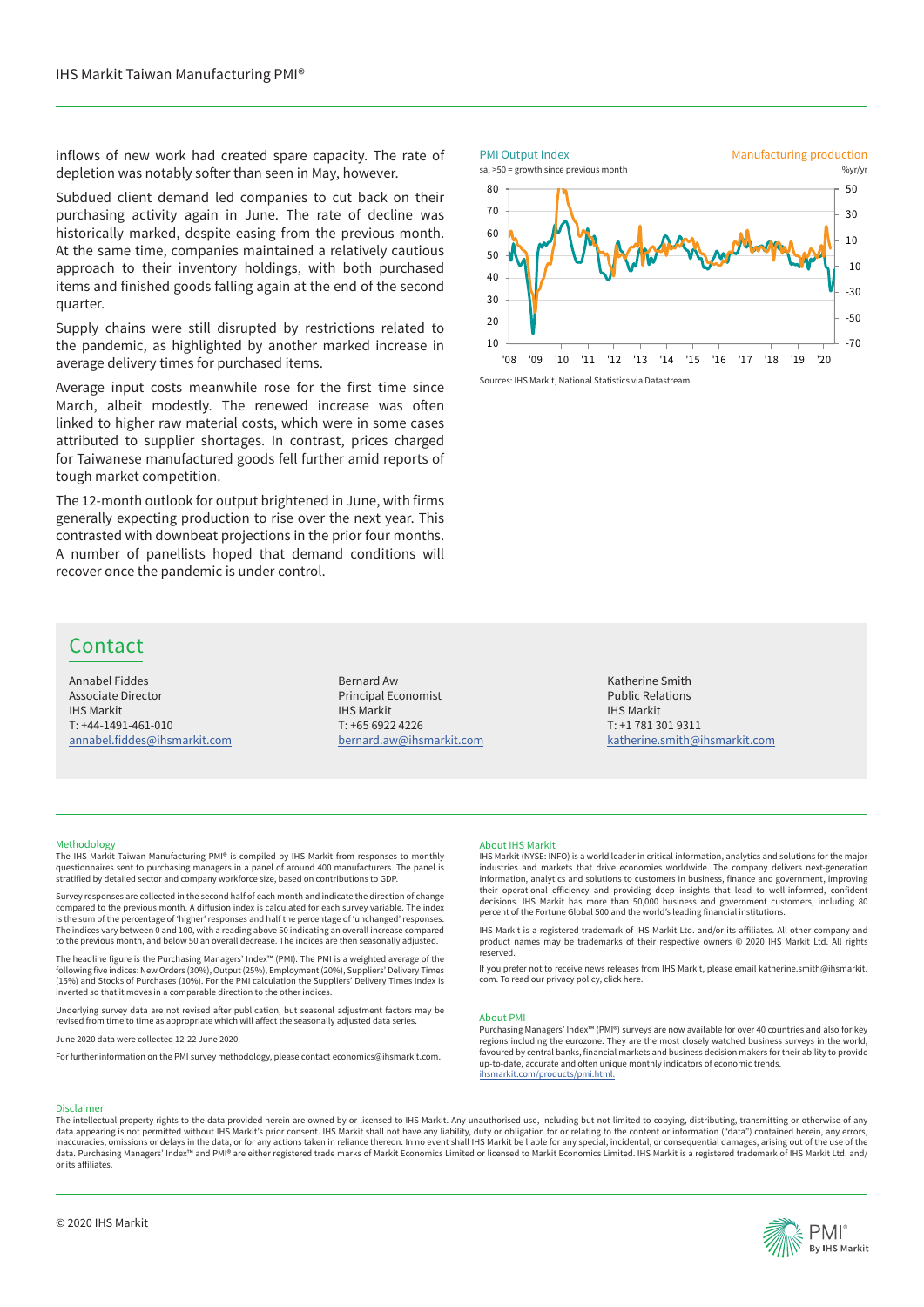inflows of new work had created spare capacity. The rate of depletion was notably softer than seen in May, however.

Subdued client demand led companies to cut back on their purchasing activity again in June. The rate of decline was historically marked, despite easing from the previous month. At the same time, companies maintained a relatively cautious approach to their inventory holdings, with both purchased items and finished goods falling again at the end of the second quarter.

Supply chains were still disrupted by restrictions related to the pandemic, as highlighted by another marked increase in average delivery times for purchased items.

Average input costs meanwhile rose for the first time since March, albeit modestly. The renewed increase was often linked to higher raw material costs, which were in some cases attributed to supplier shortages. In contrast, prices charged for Taiwanese manufactured goods fell further amid reports of tough market competition.

The 12-month outlook for output brightened in June, with firms generally expecting production to rise over the next year. This contrasted with downbeat projections in the prior four months. A number of panellists hoped that demand conditions will recover once the pandemic is under control.

PMI Output Index
sa, >50 = growth since previous month

Manufacturing production
%yr/yr

80 70 60 50 40 30 20 10

50 30 10 -10 -30 -50 -70

'08 '09 '10 '11 '12 '13 '14 '15 '16 '17 '18 '19 '20

Sources: IHS Markit, National Statistics via Datastream.

## Contact

Annabel Fiddes
Associate Director
IHS Markit
T: +44-1491-461-010
annabel.fiddes@ihsmarkit.com

Bernard Aw
Principal Economist
IHS Markit
T: +65 6922 4226
bernard.aw@ihsmarkit.com

Katherine Smith
Public Relations
IHS Markit
T: +1 781 301 9311
katherine.smith@ihsmarkit.com

### Methodology

The IHS Markit Taiwan Manufacturing PMI® is compiled by IHS Markit from responses to monthly questionnaires sent to purchasing managers in a panel of around 400 manufacturers. The panel is stratified by detailed sector and company workforce size, based on contributions to GDP.

Survey responses are collected in the second half of each month and indicate the direction of change compared to the previous month. A diffusion index is calculated for each survey variable. The index is the sum of the percentage of 'higher' responses and half the percentage of 'unchanged' responses. The indices vary between 0 and 100, with a reading above 50 indicating an overall increase compared to the previous month, and below 50 an overall decrease. The indices are then seasonally adjusted.

The headline figure is the Purchasing Managers' Index™ (PMI). The PMI is a weighted average of the following five indices: New Orders (30%), Output (25%), Employment (20%), Suppliers' Delivery Times (15%) and Stocks of Purchases (10%). For the PMI calculation the Suppliers' Delivery Times Index is inverted so that it moves in a comparable direction to the other indices.

Underlying survey data are not revised after publication, but seasonal adjustment factors may be revised from time to time as appropriate which will affect the seasonally adjusted data series.

June 2020 data were collected 12-22 June 2020.

For further information on the PMI survey methodology, please contact economics@ihsmarkit.com.

### About IHS Markit

IHS Markit (NYSE: INFO) is a world leader in critical information, analytics and solutions for the major industries and markets that drive economies worldwide. The company delivers next-generation information, analytics and solutions to customers in business, finance and government, improving their operational efficiency and providing deep insights that lead to well-informed, confident decisions. IHS Markit has more than 50,000 business and government customers, including 80 percent of the Fortune Global 500 and the world's leading financial institutions.

IHS Markit is a registered trademark of IHS Markit Ltd. and/or its affiliates. All other company and product names may be trademarks of their respective owners © 2020 IHS Markit Ltd. All rights reserved.

If you prefer not to receive news releases from IHS Markit, please email katherine.smith@ihsmarkit.com. To read our privacy policy, click here.

### About PMI

Purchasing Managers' Index™ (PMI®) surveys are now available for over 40 countries and also for key regions including the eurozone. They are the most closely watched business surveys in the world, favoured by central banks, financial markets and business decision makers for their ability to provide up-to-date, accurate and often unique monthly indicators of economic trends.
ihsmarkit.com/products/pmi.html.

### Disclaimer

The intellectual property rights to the data provided herein are owned by or licensed to IHS Markit. Any unauthorised use, including but not limited to copying, distributing, transmitting or otherwise of any data appearing is not permitted without IHS Markit's prior consent. IHS Markit shall not have any liability, duty or obligation for or relating to the content or information ("data") contained herein, any errors, inaccuracies, omissions or delays in the data, or for any actions taken in reliance thereon. In no event shall IHS Markit be liable for any special, incidental, or consequential damages, arising out of the use of the data. Purchasing Managers' Index™ and PMI® are either registered trade marks of Markit Economics Limited or licensed to Markit Economics Limited. IHS Markit is a registered trademark of IHS Markit Ltd. and/or its affiliates.

© 2020 IHS Markit